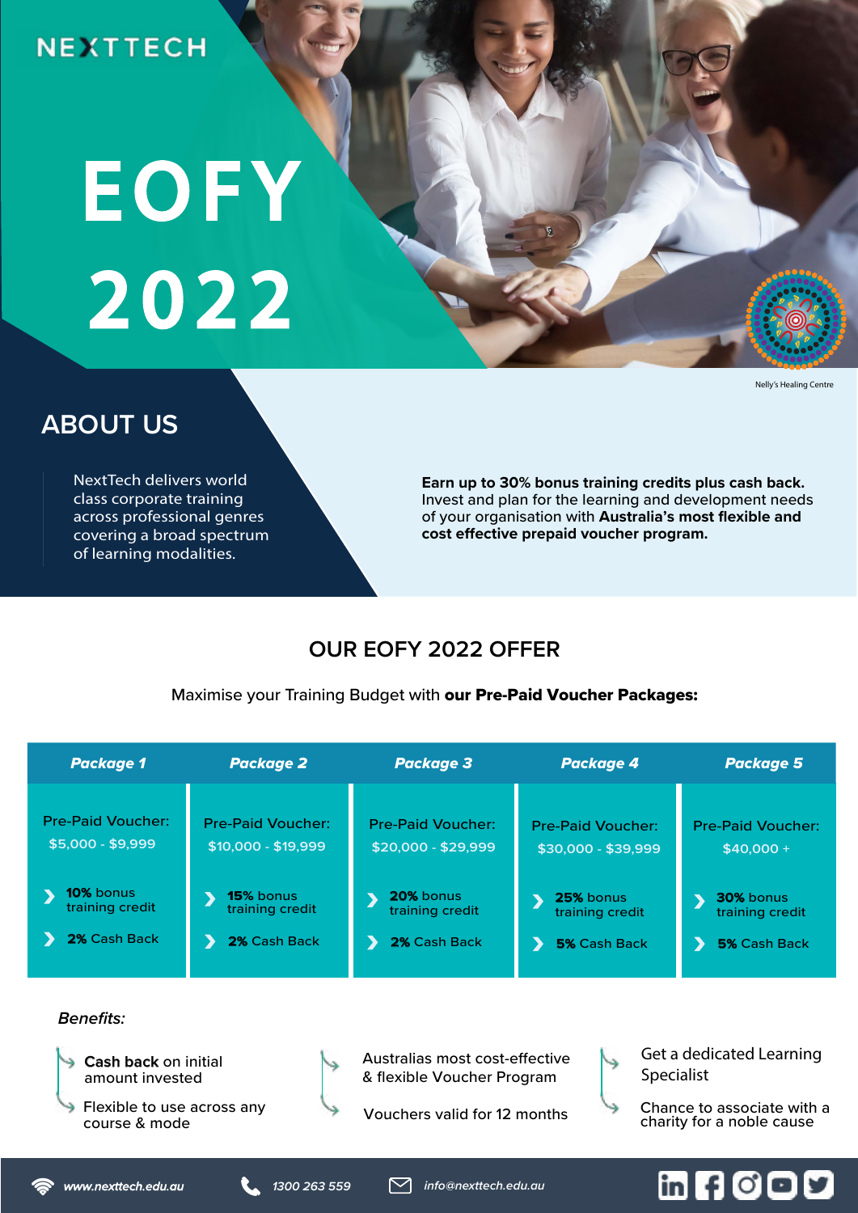NEXTTECH

# EOFY 2022

Nelly's Healing Centre

## ABOUT US

NextTech delivers world class corporate training across professional genres covering a broad spectrum of learning modalities.

**Earn up to 30% bonus training credits plus cash back.** Invest and plan for the learning and development needs of your organisation with **Australia's most flexible and cost effective prepaid voucher program.**

## OUR EOFY 2022 OFFER

Maximise your Training Budget with **our Pre-Paid Voucher Packages:**

| *Package 1* | *Package 2* | *Package 3* | *Package 4* | *Package 5* |
|---|---|---|---|---|
| Pre-Paid Voucher: $5,000 - $9,999 | Pre-Paid Voucher: $10,000 - $19,999 | Pre-Paid Voucher: $20,000 - $29,999 | Pre-Paid Voucher: $30,000 - $39,999 | Pre-Paid Voucher: $40,000 + |
| **10%** bonus training credit | **15%** bonus training credit | **20%** bonus training credit | **25%** bonus training credit | **30%** bonus training credit |
| **2%** Cash Back | **2%** Cash Back | **2%** Cash Back | **5%** Cash Back | **5%** Cash Back |

*Benefits:*

- **Cash back** on initial amount invested
- Flexible to use across any course & mode
- Australias most cost-effective & flexible Voucher Program
- Vouchers valid for 12 months
- Get a dedicated Learning Specialist
- Chance to associate with a charity for a noble cause

www.nexttech.edu.au | 1300 263 559 | info@nexttech.edu.au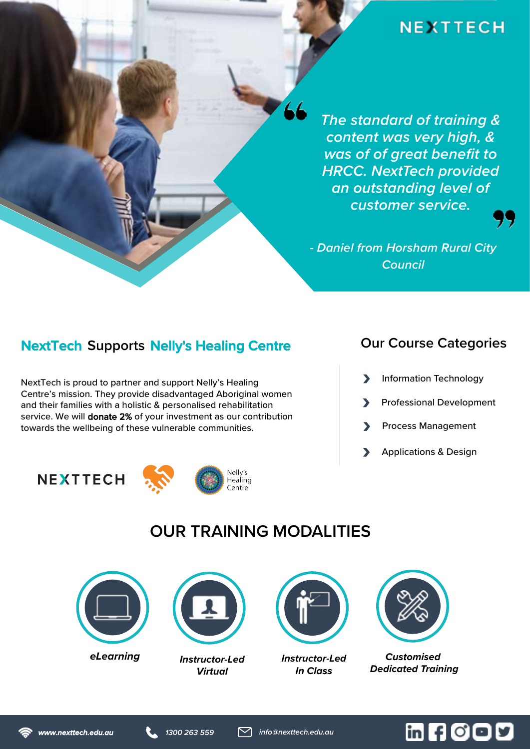NEXTTECH

> *The standard of training & content was very high, & was of of great benefit to HRCC. NextTech provided an outstanding level of customer service.*
>
> *- Daniel from Horsham Rural City Council*

## NextTech Supports Nelly's Healing Centre

NextTech is proud to partner and support Nelly's Healing Centre's mission. They provide disadvantaged Aboriginal women and their families with a holistic & personalised rehabilitation service. We will **donate 2%** of your investment as our contribution towards the wellbeing of these vulnerable communities.

NEXTTECH

Nelly's Healing Centre

## Our Course Categories

- Information Technology
- Professional Development
- Process Management
- Applications & Design

## OUR TRAINING MODALITIES

- ***eLearning***
- ***Instructor-Led Virtual***
- ***Instructor-Led In Class***
- ***Customised Dedicated Training***

*www.nexttech.edu.au* | *1300 263 559* | *info@nexttech.edu.au*